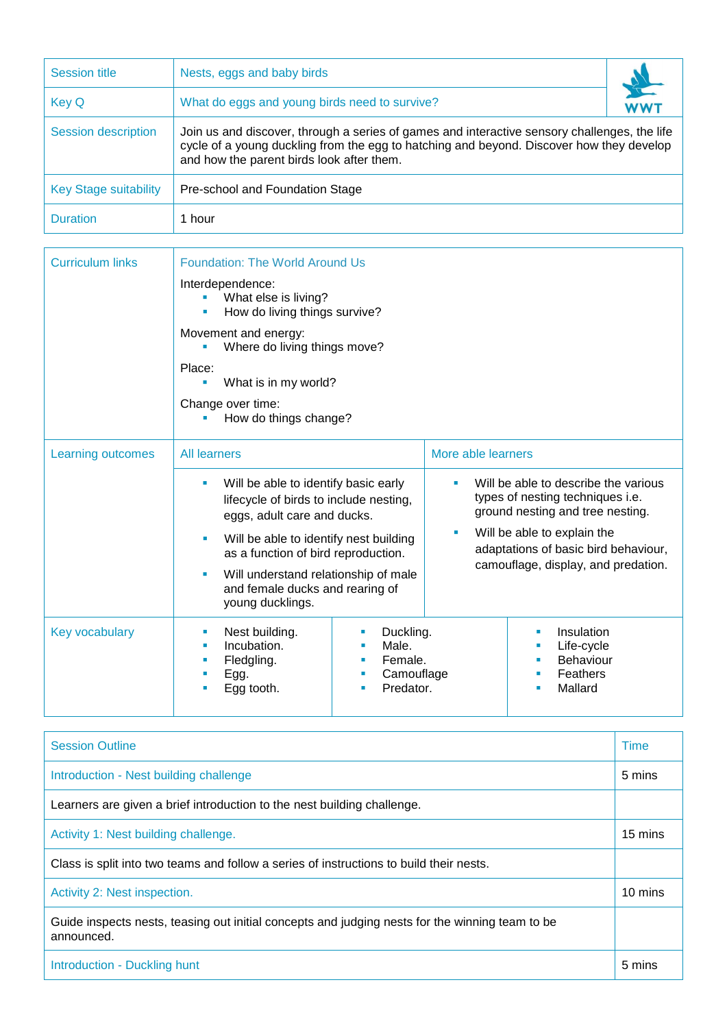| Session title | Nests, eggs and baby birds |
| --- | --- |
| Key Q | What do eggs and young birds need to survive? |
| Session description | Join us and discover, through a series of games and interactive sensory challenges, the life cycle of a young duckling from the egg to hatching and beyond. Discover how they develop and how the parent birds look after them. |
| Key Stage suitability | Pre-school and Foundation Stage |
| Duration | 1 hour |

| Curriculum links | Foundation: The World Around Us<br><br>Interdependence:<br>▪ What else is living?<br>▪ How do living things survive?<br><br>Movement and energy:<br>▪ Where do living things move?<br><br>Place:<br>▪ What is in my world?<br><br>Change over time:<br>▪ How do things change? | | |
| --- | --- | --- | --- |
| Learning outcomes | All learners | More able learners | |
| | ▪ Will be able to identify basic early lifecycle of birds to include nesting, eggs, adult care and ducks.<br>▪ Will be able to identify nest building as a function of bird reproduction.<br>▪ Will understand relationship of male and female ducks and rearing of young ducklings. | ▪ Will be able to describe the various types of nesting techniques i.e. ground nesting and tree nesting.<br>▪ Will be able to explain the adaptations of basic bird behaviour, camouflage, display, and predation. | |
| Key vocabulary | ▪ Nest building.<br>▪ Incubation.<br>▪ Fledgling.<br>▪ Egg.<br>▪ Egg tooth. | ▪ Duckling.<br>▪ Male.<br>▪ Female.<br>▪ Camouflage<br>▪ Predator. | ▪ Insulation<br>▪ Life-cycle<br>▪ Behaviour<br>▪ Feathers<br>▪ Mallard |

| Session Outline | Time |
| --- | --- |
| Introduction - Nest building challenge | 5 mins |
| Learners are given a brief introduction to the nest building challenge. | |
| Activity 1: Nest building challenge. | 15 mins |
| Class is split into two teams and follow a series of instructions to build their nests. | |
| Activity 2: Nest inspection. | 10 mins |
| Guide inspects nests, teasing out initial concepts and judging nests for the winning team to be announced. | |
| Introduction - Duckling hunt | 5 mins |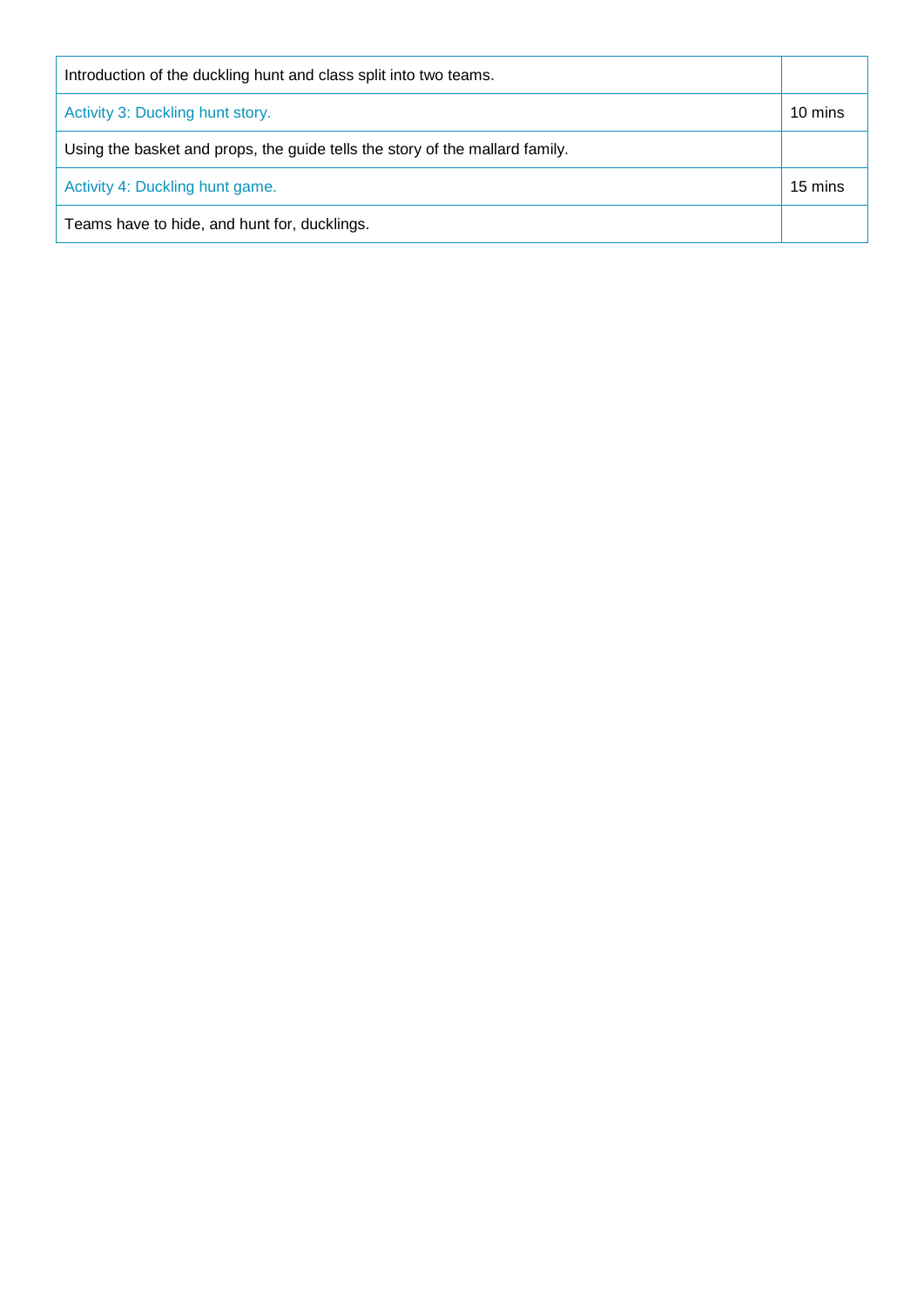| | |
|---|---|
| Introduction of the duckling hunt and class split into two teams. | |
| Activity 3: Duckling hunt story. | 10 mins |
| Using the basket and props, the guide tells the story of the mallard family. | |
| Activity 4: Duckling hunt game. | 15 mins |
| Teams have to hide, and hunt for, ducklings. | |